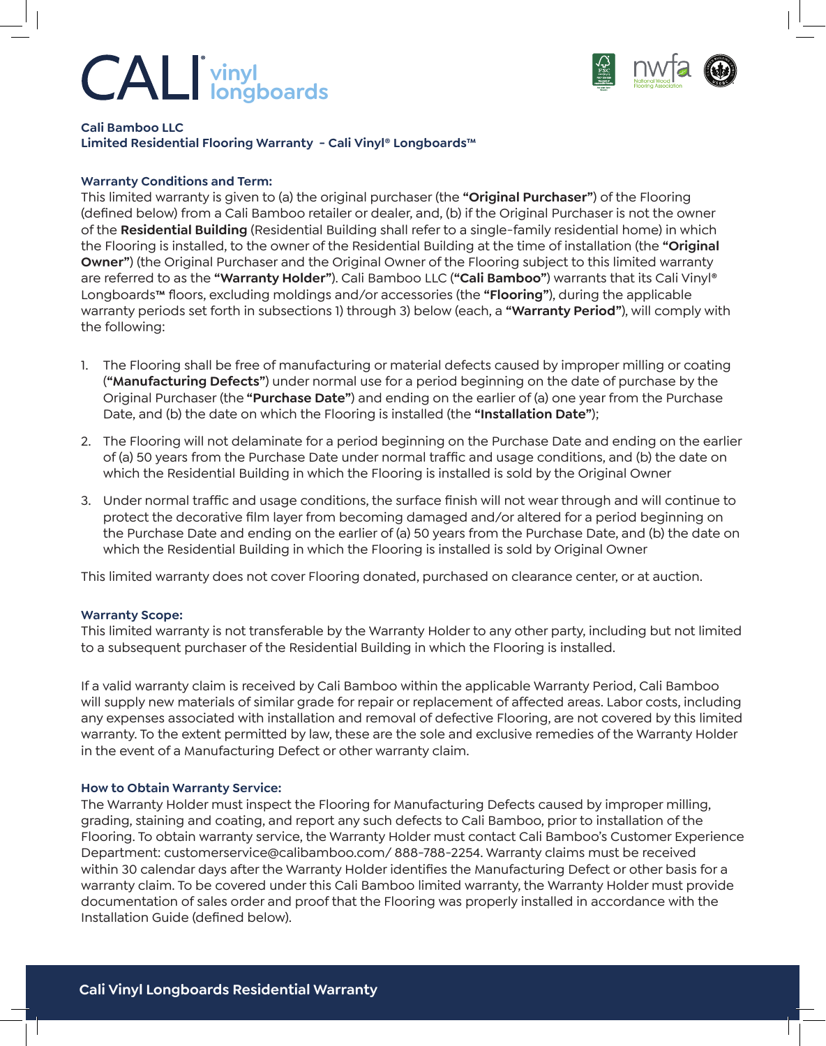# CALI vinyl longboards

**Cali Bamboo LLC**
**Limited Residential Flooring Warranty - Cali Vinyl® Longboards™**

### Warranty Conditions and Term:

This limited warranty is given to (a) the original purchaser (the **"Original Purchaser"**) of the Flooring (defined below) from a Cali Bamboo retailer or dealer, and, (b) if the Original Purchaser is not the owner of the **Residential Building** (Residential Building shall refer to a single-family residential home) in which the Flooring is installed, to the owner of the Residential Building at the time of installation (the **"Original Owner"**) (the Original Purchaser and the Original Owner of the Flooring subject to this limited warranty are referred to as the **"Warranty Holder"**). Cali Bamboo LLC (**"Cali Bamboo"**) warrants that its Cali Vinyl® Longboards™ floors, excluding moldings and/or accessories (the **"Flooring"**), during the applicable warranty periods set forth in subsections 1) through 3) below (each, a **"Warranty Period"**), will comply with the following:

1. The Flooring shall be free of manufacturing or material defects caused by improper milling or coating (**"Manufacturing Defects"**) under normal use for a period beginning on the date of purchase by the Original Purchaser (the **"Purchase Date"**) and ending on the earlier of (a) one year from the Purchase Date, and (b) the date on which the Flooring is installed (the **"Installation Date"**);

2. The Flooring will not delaminate for a period beginning on the Purchase Date and ending on the earlier of (a) 50 years from the Purchase Date under normal traffic and usage conditions, and (b) the date on which the Residential Building in which the Flooring is installed is sold by the Original Owner

3. Under normal traffic and usage conditions, the surface finish will not wear through and will continue to protect the decorative film layer from becoming damaged and/or altered for a period beginning on the Purchase Date and ending on the earlier of (a) 50 years from the Purchase Date, and (b) the date on which the Residential Building in which the Flooring is installed is sold by Original Owner

This limited warranty does not cover Flooring donated, purchased on clearance center, or at auction.

### Warranty Scope:

This limited warranty is not transferable by the Warranty Holder to any other party, including but not limited to a subsequent purchaser of the Residential Building in which the Flooring is installed.

If a valid warranty claim is received by Cali Bamboo within the applicable Warranty Period, Cali Bamboo will supply new materials of similar grade for repair or replacement of affected areas. Labor costs, including any expenses associated with installation and removal of defective Flooring, are not covered by this limited warranty. To the extent permitted by law, these are the sole and exclusive remedies of the Warranty Holder in the event of a Manufacturing Defect or other warranty claim.

### How to Obtain Warranty Service:

The Warranty Holder must inspect the Flooring for Manufacturing Defects caused by improper milling, grading, staining and coating, and report any such defects to Cali Bamboo, prior to installation of the Flooring. To obtain warranty service, the Warranty Holder must contact Cali Bamboo's Customer Experience Department: customerservice@calibamboo.com/ 888-788-2254. Warranty claims must be received within 30 calendar days after the Warranty Holder identifies the Manufacturing Defect or other basis for a warranty claim. To be covered under this Cali Bamboo limited warranty, the Warranty Holder must provide documentation of sales order and proof that the Flooring was properly installed in accordance with the Installation Guide (defined below).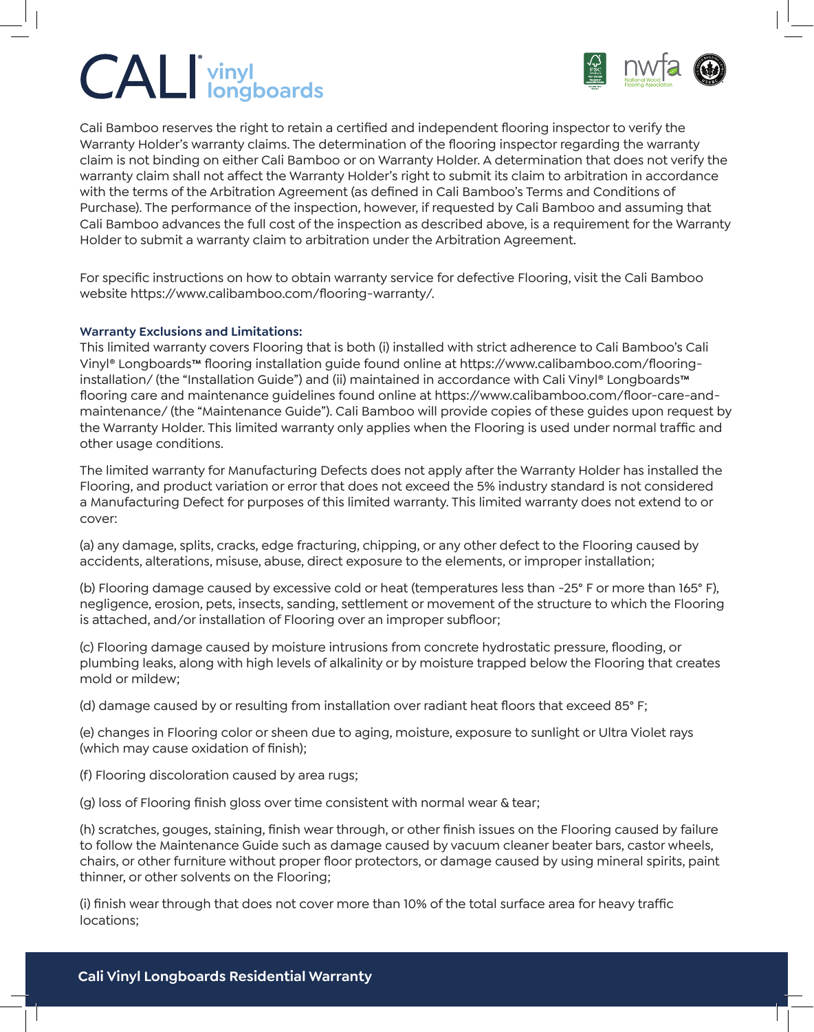Cali Bamboo reserves the right to retain a certified and independent flooring inspector to verify the Warranty Holder's warranty claims. The determination of the flooring inspector regarding the warranty claim is not binding on either Cali Bamboo or on Warranty Holder. A determination that does not verify the warranty claim shall not affect the Warranty Holder's right to submit its claim to arbitration in accordance with the terms of the Arbitration Agreement (as defined in Cali Bamboo's Terms and Conditions of Purchase). The performance of the inspection, however, if requested by Cali Bamboo and assuming that Cali Bamboo advances the full cost of the inspection as described above, is a requirement for the Warranty Holder to submit a warranty claim to arbitration under the Arbitration Agreement.

For specific instructions on how to obtain warranty service for defective Flooring, visit the Cali Bamboo website https://www.calibamboo.com/flooring-warranty/.

**Warranty Exclusions and Limitations:**

This limited warranty covers Flooring that is both (i) installed with strict adherence to Cali Bamboo's Cali Vinyl® Longboards™ flooring installation guide found online at https://www.calibamboo.com/flooring-installation/ (the "Installation Guide") and (ii) maintained in accordance with Cali Vinyl® Longboards™ flooring care and maintenance guidelines found online at https://www.calibamboo.com/floor-care-and-maintenance/ (the "Maintenance Guide"). Cali Bamboo will provide copies of these guides upon request by the Warranty Holder. This limited warranty only applies when the Flooring is used under normal traffic and other usage conditions.

The limited warranty for Manufacturing Defects does not apply after the Warranty Holder has installed the Flooring, and product variation or error that does not exceed the 5% industry standard is not considered a Manufacturing Defect for purposes of this limited warranty. This limited warranty does not extend to or cover:

(a) any damage, splits, cracks, edge fracturing, chipping, or any other defect to the Flooring caused by accidents, alterations, misuse, abuse, direct exposure to the elements, or improper installation;

(b) Flooring damage caused by excessive cold or heat (temperatures less than -25° F or more than 165° F), negligence, erosion, pets, insects, sanding, settlement or movement of the structure to which the Flooring is attached, and/or installation of Flooring over an improper subfloor;

(c) Flooring damage caused by moisture intrusions from concrete hydrostatic pressure, flooding, or plumbing leaks, along with high levels of alkalinity or by moisture trapped below the Flooring that creates mold or mildew;

(d) damage caused by or resulting from installation over radiant heat floors that exceed 85° F;

(e) changes in Flooring color or sheen due to aging, moisture, exposure to sunlight or Ultra Violet rays (which may cause oxidation of finish);

(f) Flooring discoloration caused by area rugs;

(g) loss of Flooring finish gloss over time consistent with normal wear & tear;

(h) scratches, gouges, staining, finish wear through, or other finish issues on the Flooring caused by failure to follow the Maintenance Guide such as damage caused by vacuum cleaner beater bars, castor wheels, chairs, or other furniture without proper floor protectors, or damage caused by using mineral spirits, paint thinner, or other solvents on the Flooring;

(i) finish wear through that does not cover more than 10% of the total surface area for heavy traffic locations;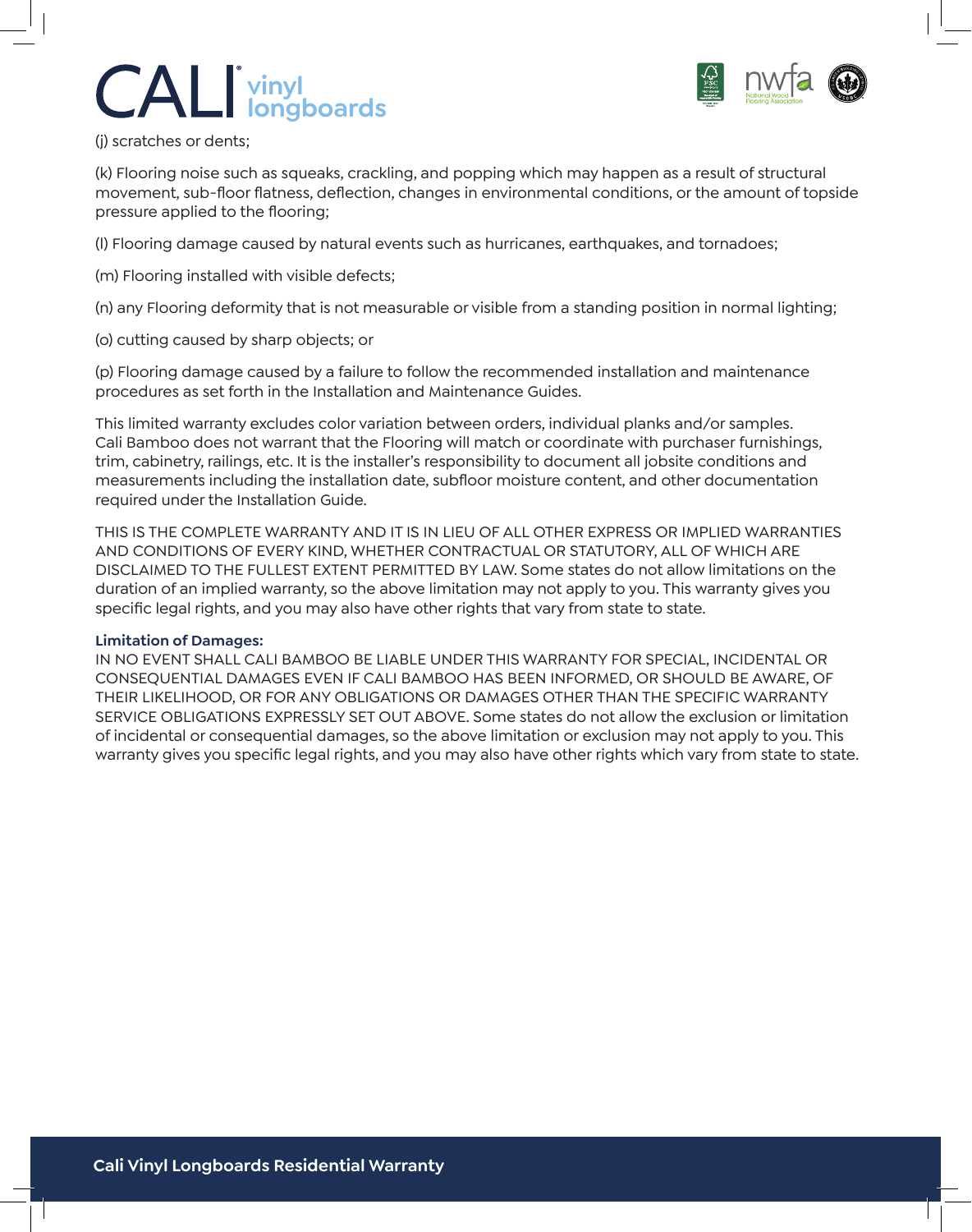(j) scratches or dents;

(k) Flooring noise such as squeaks, crackling, and popping which may happen as a result of structural movement, sub-floor flatness, deflection, changes in environmental conditions, or the amount of topside pressure applied to the flooring;

(l) Flooring damage caused by natural events such as hurricanes, earthquakes, and tornadoes;

(m) Flooring installed with visible defects;

(n) any Flooring deformity that is not measurable or visible from a standing position in normal lighting;

(o) cutting caused by sharp objects; or

(p) Flooring damage caused by a failure to follow the recommended installation and maintenance procedures as set forth in the Installation and Maintenance Guides.

This limited warranty excludes color variation between orders, individual planks and/or samples. Cali Bamboo does not warrant that the Flooring will match or coordinate with purchaser furnishings, trim, cabinetry, railings, etc. It is the installer's responsibility to document all jobsite conditions and measurements including the installation date, subfloor moisture content, and other documentation required under the Installation Guide.

THIS IS THE COMPLETE WARRANTY AND IT IS IN LIEU OF ALL OTHER EXPRESS OR IMPLIED WARRANTIES AND CONDITIONS OF EVERY KIND, WHETHER CONTRACTUAL OR STATUTORY, ALL OF WHICH ARE DISCLAIMED TO THE FULLEST EXTENT PERMITTED BY LAW. Some states do not allow limitations on the duration of an implied warranty, so the above limitation may not apply to you. This warranty gives you specific legal rights, and you may also have other rights that vary from state to state.

**Limitation of Damages:**

IN NO EVENT SHALL CALI BAMBOO BE LIABLE UNDER THIS WARRANTY FOR SPECIAL, INCIDENTAL OR CONSEQUENTIAL DAMAGES EVEN IF CALI BAMBOO HAS BEEN INFORMED, OR SHOULD BE AWARE, OF THEIR LIKELIHOOD, OR FOR ANY OBLIGATIONS OR DAMAGES OTHER THAN THE SPECIFIC WARRANTY SERVICE OBLIGATIONS EXPRESSLY SET OUT ABOVE. Some states do not allow the exclusion or limitation of incidental or consequential damages, so the above limitation or exclusion may not apply to you. This warranty gives you specific legal rights, and you may also have other rights which vary from state to state.